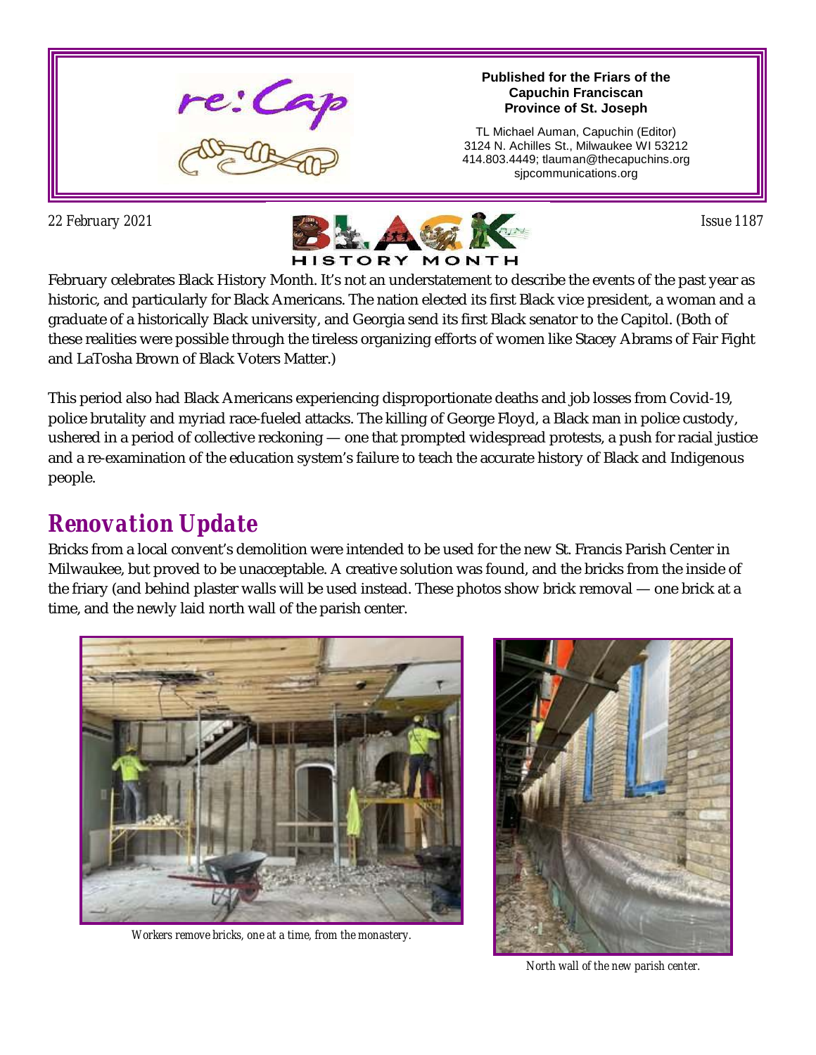**Published for the Friars of the Capuchin Franciscan Province of St. Joseph**

TL Michael Auman, Capuchin (Editor)
3124 N. Achilles St., Milwaukee WI 53212
414.803.4449; tlauman@thecapuchins.org
sjpcommunications.org

22 February 2021

Issue 1187

BLACK HISTORY MONTH

February celebrates Black History Month. It's not an understatement to describe the events of the past year as historic, and particularly for Black Americans. The nation elected its first Black vice president, a woman and a graduate of a historically Black university, and Georgia send its first Black senator to the Capitol. (Both of these realities were possible through the tireless organizing efforts of women like Stacey Abrams of Fair Fight and LaTosha Brown of Black Voters Matter.)

This period also had Black Americans experiencing disproportionate deaths and job losses from Covid-19, police brutality and myriad race-fueled attacks. The killing of George Floyd, a Black man in police custody, ushered in a period of collective reckoning — one that prompted widespread protests, a push for racial justice and a re-examination of the education system's failure to teach the accurate history of Black and Indigenous people.

## Renovation Update

Bricks from a local convent's demolition were intended to be used for the new St. Francis Parish Center in Milwaukee, but proved to be unacceptable. A creative solution was found, and the bricks from the inside of the friary (and behind plaster walls will be used instead. These photos show brick removal — one brick at a time, and the newly laid north wall of the parish center.

*Workers remove bricks, one at a time, from the monastery.*

*North wall of the new parish center.*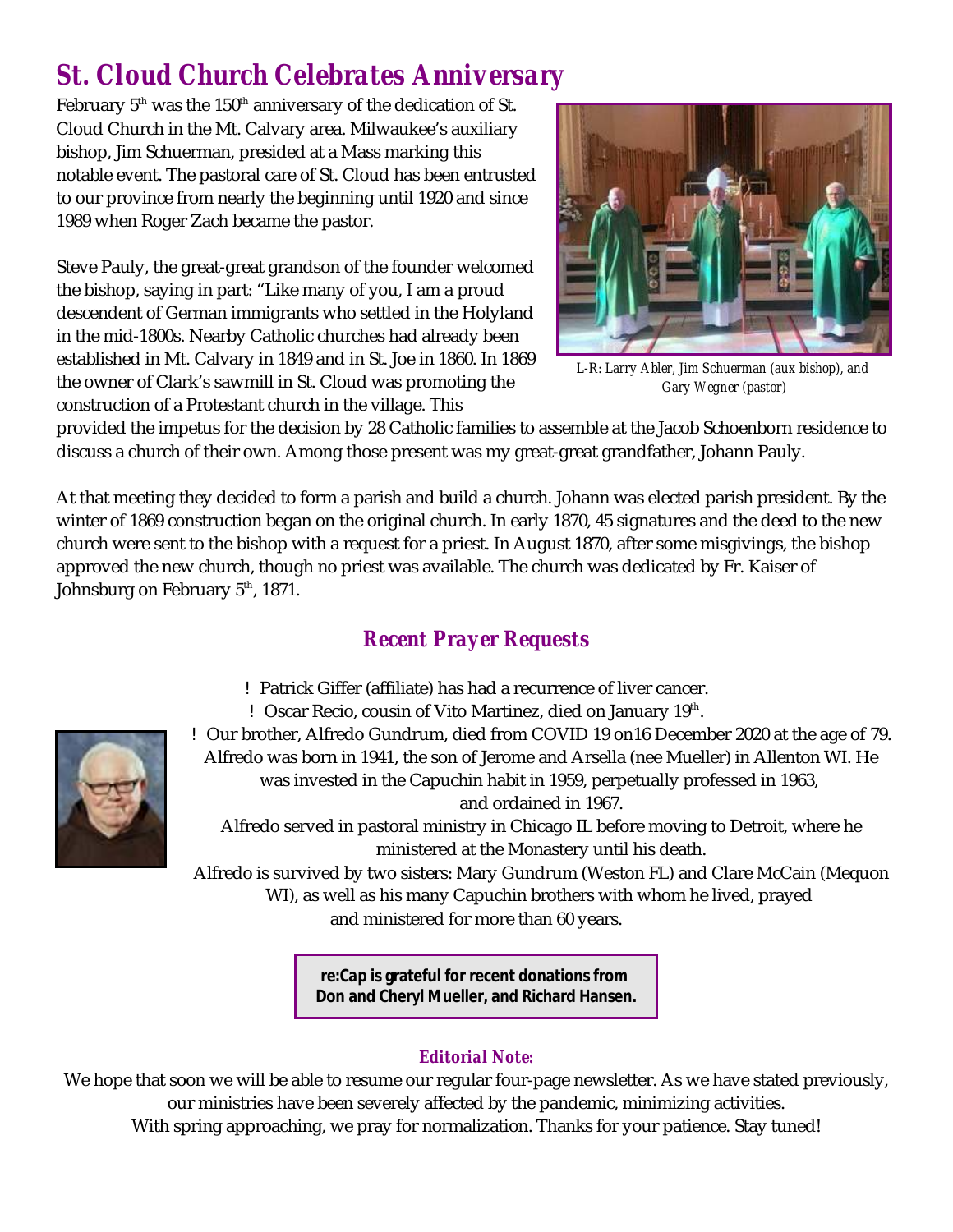## *St. Cloud Church Celebrates Anniversary*

February 5th was the 150th anniversary of the dedication of St. Cloud Church in the Mt. Calvary area. Milwaukee's auxiliary bishop, Jim Schuerman, presided at a Mass marking this notable event. The pastoral care of St. Cloud has been entrusted to our province from nearly the beginning until 1920 and since 1989 when Roger Zach became the pastor.

*L-R: Larry Abler, Jim Schuerman (aux bishop), and Gary Wegner (pastor)*

Steve Pauly, the great-great grandson of the founder welcomed the bishop, saying in part: "Like many of you, I am a proud descendent of German immigrants who settled in the Holyland in the mid-1800s. Nearby Catholic churches had already been established in Mt. Calvary in 1849 and in St. Joe in 1860. In 1869 the owner of Clark's sawmill in St. Cloud was promoting the construction of a Protestant church in the village. This provided the impetus for the decision by 28 Catholic families to assemble at the Jacob Schoenborn residence to discuss a church of their own. Among those present was my great-great grandfather, Johann Pauly.

At that meeting they decided to form a parish and build a church. Johann was elected parish president. By the winter of 1869 construction began on the original church. In early 1870, 45 signatures and the deed to the new church were sent to the bishop with a request for a priest. In August 1870, after some misgivings, the bishop approved the new church, though no priest was available. The church was dedicated by Fr. Kaiser of Johnsburg on February 5th, 1871.

### *Recent Prayer Requests*

- Patrick Giffer (affiliate) has had a recurrence of liver cancer.
- Oscar Recio, cousin of Vito Martinez, died on January 19th.
- Our brother, Alfredo Gundrum, died from COVID 19 on16 December 2020 at the age of 79. Alfredo was born in 1941, the son of Jerome and Arsella (nee Mueller) in Allenton WI. He was invested in the Capuchin habit in 1959, perpetually professed in 1963, and ordained in 1967. Alfredo served in pastoral ministry in Chicago IL before moving to Detroit, where he ministered at the Monastery until his death. Alfredo is survived by two sisters: Mary Gundrum (Weston FL) and Clare McCain (Mequon WI), as well as his many Capuchin brothers with whom he lived, prayed and ministered for more than 60 years.

**re:Cap is grateful for recent donations from Don and Cheryl Mueller, and Richard Hansen.**

**Editorial Note:**

We hope that soon we will be able to resume our regular four-page newsletter. As we have stated previously, our ministries have been severely affected by the pandemic, minimizing activities. With spring approaching, we pray for normalization. Thanks for your patience. Stay tuned!